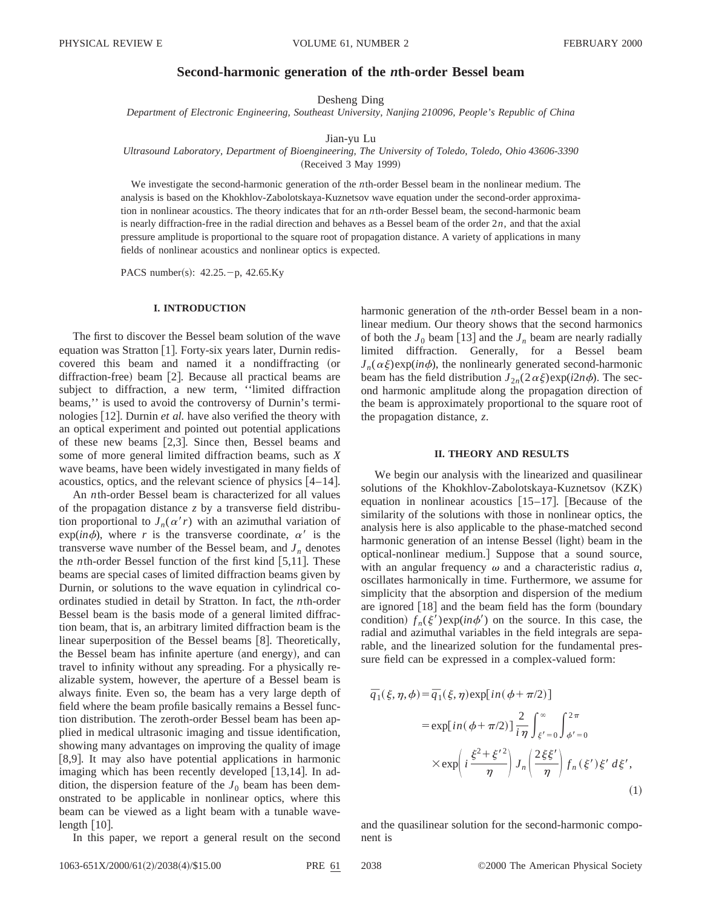# Second-harmonic generation of the *n*th-order Bessel beam

Desheng Ding

*Department of Electronic Engineering, Southeast University, Nanjing 210096, People's Republic of China*

Jian-yu Lu

*Ultrasound Laboratory, Department of Bioengineering, The University of Toledo, Toledo, Ohio 43606-3390*

(Received 3 May 1999)

We investigate the second-harmonic generation of the *n*th-order Bessel beam in the nonlinear medium. The analysis is based on the Khokhlov-Zabolotskaya-Kuznetsov wave equation under the second-order approximation in nonlinear acoustics. The theory indicates that for an *n*th-order Bessel beam, the second-harmonic beam is nearly diffraction-free in the radial direction and behaves as a Bessel beam of the order $2n$, and that the axial pressure amplitude is proportional to the square root of propagation distance. A variety of applications in many fields of nonlinear acoustics and nonlinear optics is expected.

PACS number(s): 42.25.−p, 42.65.Ky

## I. INTRODUCTION

The first to discover the Bessel beam solution of the wave equation was Stratton [1]. Forty-six years later, Durnin rediscovered this beam and named it a nondiffracting (or diffraction-free) beam [2]. Because all practical beams are subject to diffraction, a new term, ''limited diffraction beams,'' is used to avoid the controversy of Durnin's terminologies [12]. Durnin *et al.* have also verified the theory with an optical experiment and pointed out potential applications of these new beams [2,3]. Since then, Bessel beams and some of more general limited diffraction beams, such as *X* wave beams, have been widely investigated in many fields of acoustics, optics, and the relevant science of physics [4–14].

An *n*th-order Bessel beam is characterized for all values of the propagation distance $z$ by a transverse field distribution proportional to $J_n(\alpha' r)$ with an azimuthal variation of $\exp(in\phi)$, where $r$ is the transverse coordinate, $\alpha'$ is the transverse wave number of the Bessel beam, and $J_n$ denotes the *n*th-order Bessel function of the first kind [5,11]. These beams are special cases of limited diffraction beams given by Durnin, or solutions to the wave equation in cylindrical coordinates studied in detail by Stratton. In fact, the *n*th-order Bessel beam is the basis mode of a general limited diffraction beam, that is, an arbitrary limited diffraction beam is the linear superposition of the Bessel beams [8]. Theoretically, the Bessel beam has infinite aperture (and energy), and can travel to infinity without any spreading. For a physically realizable system, however, the aperture of a Bessel beam is always finite. Even so, the beam has a very large depth of field where the beam profile basically remains a Bessel function distribution. The zeroth-order Bessel beam has been applied in medical ultrasonic imaging and tissue identification, showing many advantages on improving the quality of image [8,9]. It may also have potential applications in harmonic imaging which has been recently developed [13,14]. In addition, the dispersion feature of the $J_0$ beam has been demonstrated to be applicable in nonlinear optics, where this beam can be viewed as a light beam with a tunable wavelength [10].

In this paper, we report a general result on the second harmonic generation of the *n*th-order Bessel beam in a nonlinear medium. Our theory shows that the second harmonics of both the $J_0$ beam [13] and the $J_n$ beam are nearly radially limited diffraction. Generally, for a Bessel beam $J_n(\alpha\xi)\exp(in\phi)$, the nonlinearly generated second-harmonic beam has the field distribution $J_{2n}(2\alpha\xi)\exp(i2n\phi)$. The second harmonic amplitude along the propagation direction of the beam is approximately proportional to the square root of the propagation distance, $z$.

## II. THEORY AND RESULTS

We begin our analysis with the linearized and quasilinear solutions of the Khokhlov-Zabolotskaya-Kuznetsov (KZK) equation in nonlinear acoustics [15–17]. [Because of the similarity of the solutions with those in nonlinear optics, the analysis here is also applicable to the phase-matched second harmonic generation of an intense Bessel (light) beam in the optical-nonlinear medium.] Suppose that a sound source, with an angular frequency $\omega$ and a characteristic radius $a$, oscillates harmonically in time. Furthermore, we assume for simplicity that the absorption and dispersion of the medium are ignored [18] and the beam field has the form (boundary condition) $f_n(\xi')\exp(in\phi')$ on the source. In this case, the radial and azimuthal variables in the field integrals are separable, and the linearized solution for the fundamental pressure field can be expressed in a complex-valued form:

$$
\begin{aligned}
\overline{q_1}(\xi,\eta,\phi) &= \overline{q_1}(\xi,\eta)\exp[in(\phi+\pi/2)] \\
&= \exp[in(\phi+\pi/2)]\,\frac{2}{i\eta}\int_{\xi'=0}^{\infty}\int_{\phi'=0}^{2\pi} \\
&\quad\times \exp\left(i\,\frac{\xi^2+\xi'^2}{\eta}\right) J_n\left(\frac{2\xi\xi'}{\eta}\right) f_n(\xi')\,\xi'\,d\xi',
\end{aligned}
\tag{1}
$$

and the quasilinear solution for the second-harmonic component is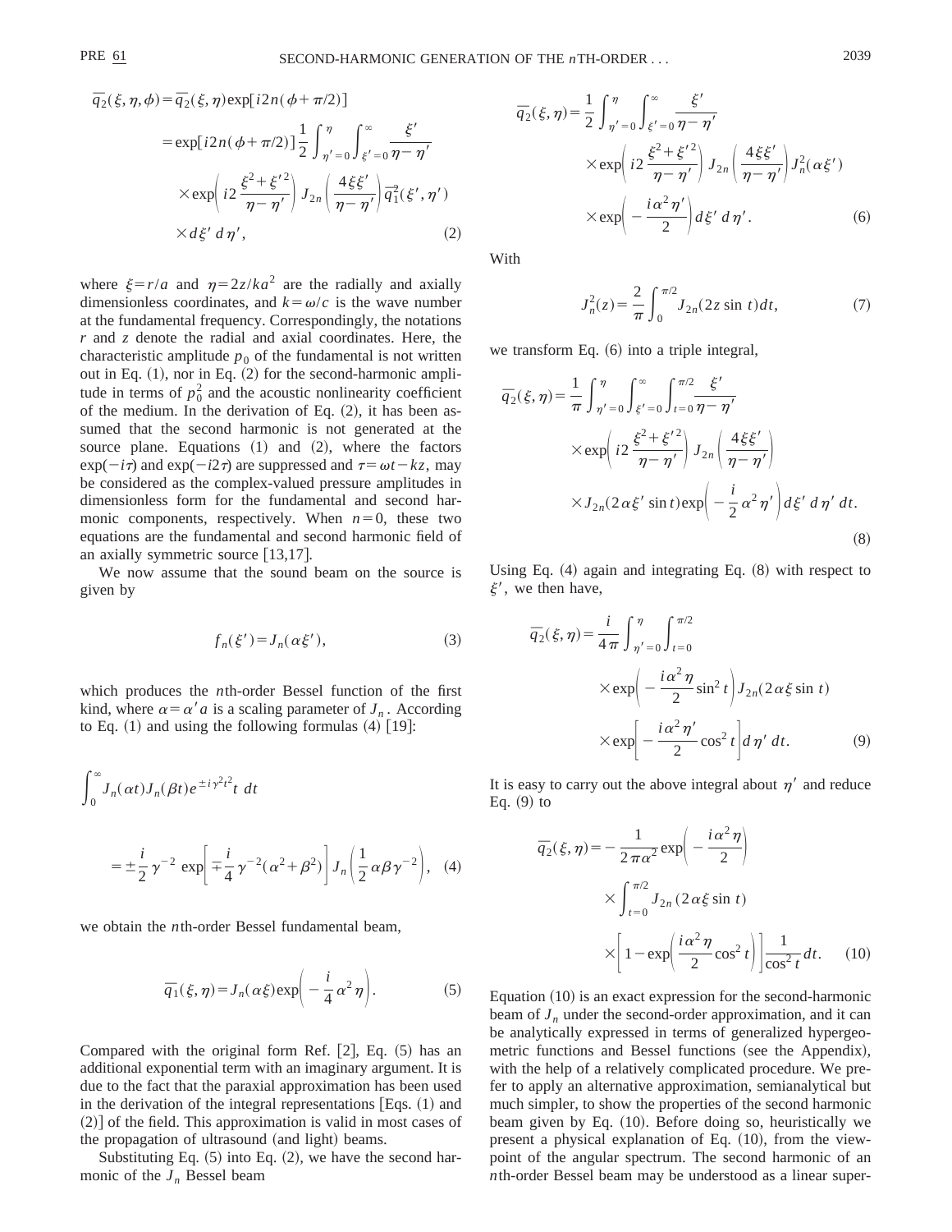$$\overline{q}_2(\xi,\eta,\phi)=\overline{q}_2(\xi,\eta)\exp[i2n(\phi+\pi/2)]$$

$$=\exp[i2n(\phi+\pi/2)]\frac{1}{2}\int_{\eta'=0}^{\eta}\int_{\xi'=0}^{\infty}\frac{\xi'}{\eta-\eta'}\times\exp\left(i2\frac{\xi^2+\xi'^2}{\eta-\eta'}\right)J_{2n}\left(\frac{4\xi\xi'}{\eta-\eta'}\right)\overline{q}_1^2(\xi',\eta')\times d\xi'\,d\eta',\tag{2}$$

where $\xi=r/a$ and $\eta=2z/ka^2$ are the radially and axially dimensionless coordinates, and $k=\omega/c$ is the wave number at the fundamental frequency. Correspondingly, the notations $r$ and $z$ denote the radial and axial coordinates. Here, the characteristic amplitude $p_0$ of the fundamental is not written out in Eq. (1), nor in Eq. (2) for the second-harmonic amplitude in terms of $p_0^2$ and the acoustic nonlinearity coefficient of the medium. In the derivation of Eq. (2), it has been assumed that the second harmonic is not generated at the source plane. Equations (1) and (2), where the factors $\exp(-i\tau)$ and $\exp(-i2\tau)$ are suppressed and $\tau=\omega t-kz$, may be considered as the complex-valued pressure amplitudes in dimensionless form for the fundamental and second harmonic components, respectively. When $n=0$, these two equations are the fundamental and second harmonic field of an axially symmetric source [13,17].

We now assume that the sound beam on the source is given by

$$f_n(\xi')=J_n(\alpha\xi'),\tag{3}$$

which produces the $n$th-order Bessel function of the first kind, where $\alpha=\alpha' a$ is a scaling parameter of $J_n$. According to Eq. (1) and using the following formulas (4) [19]:

$$\int_0^{\infty}J_n(\alpha t)J_n(\beta t)e^{\pm i\gamma^2t^2}t\,dt=\pm\frac{i}{2}\gamma^{-2}\exp\left[\mp\frac{i}{4}\gamma^{-2}(\alpha^2+\beta^2)\right]J_n\left(\frac{1}{2}\alpha\beta\gamma^{-2}\right),\tag{4}$$

we obtain the $n$th-order Bessel fundamental beam,

$$\overline{q}_1(\xi,\eta)=J_n(\alpha\xi)\exp\left(-\frac{i}{4}\alpha^2\eta\right).\tag{5}$$

Compared with the original form Ref. [2], Eq. (5) has an additional exponential term with an imaginary argument. It is due to the fact that the paraxial approximation has been used in the derivation of the integral representations [Eqs. (1) and (2)] of the field. This approximation is valid in most cases of the propagation of ultrasound (and light) beams.

Substituting Eq. (5) into Eq. (2), we have the second harmonic of the $J_n$ Bessel beam

$$\overline{q}_2(\xi,\eta)=\frac{1}{2}\int_{\eta'=0}^{\eta}\int_{\xi'=0}^{\infty}\frac{\xi'}{\eta-\eta'}\times\exp\left(i2\frac{\xi^2+\xi'^2}{\eta-\eta'}\right)J_{2n}\left(\frac{4\xi\xi'}{\eta-\eta'}\right)J_n^2(\alpha\xi')\times\exp\left(-\frac{i\alpha^2\eta'}{2}\right)d\xi'\,d\eta'.\tag{6}$$

With

$$J_n^2(z)=\frac{2}{\pi}\int_0^{\pi/2}J_{2n}(2z\sin t)dt,\tag{7}$$

we transform Eq. (6) into a triple integral,

$$\overline{q}_2(\xi,\eta)=\frac{1}{\pi}\int_{\eta'=0}^{\eta}\int_{\xi'=0}^{\infty}\int_{t=0}^{\pi/2}\frac{\xi'}{\eta-\eta'}\times\exp\left(i2\frac{\xi^2+\xi'^2}{\eta-\eta'}\right)J_{2n}\left(\frac{4\xi\xi'}{\eta-\eta'}\right)\times J_{2n}(2\alpha\xi'\sin t)\exp\left(-\frac{i}{2}\alpha^2\eta'\right)d\xi'\,d\eta'\,dt.\tag{8}$$

Using Eq. (4) again and integrating Eq. (8) with respect to $\xi'$, we then have,

$$\overline{q}_2(\xi,\eta)=\frac{i}{4\pi}\int_{\eta'=0}^{\eta}\int_{t=0}^{\pi/2}\times\exp\left(-\frac{i\alpha^2\eta}{2}\sin^2 t\right)J_{2n}(2\alpha\xi\sin t)\times\exp\left[-\frac{i\alpha^2\eta'}{2}\cos^2 t\right]d\eta'\,dt.\tag{9}$$

It is easy to carry out the above integral about $\eta'$ and reduce Eq. (9) to

$$\overline{q}_2(\xi,\eta)=-\frac{1}{2\pi\alpha^2}\exp\left(-\frac{i\alpha^2\eta}{2}\right)\times\int_{t=0}^{\pi/2}J_{2n}(2\alpha\xi\sin t)\times\left[1-\exp\left(\frac{i\alpha^2\eta}{2}\cos^2 t\right)\right]\frac{1}{\cos^2 t}dt.\tag{10}$$

Equation (10) is an exact expression for the second-harmonic beam of $J_n$ under the second-order approximation, and it can be analytically expressed in terms of generalized hypergeometric functions and Bessel functions (see the Appendix), with the help of a relatively complicated procedure. We prefer to apply an alternative approximation, semianalytical but much simpler, to show the properties of the second harmonic beam given by Eq. (10). Before doing so, heuristically we present a physical explanation of Eq. (10), from the viewpoint of the angular spectrum. The second harmonic of an $n$th-order Bessel beam may be understood as a linear super-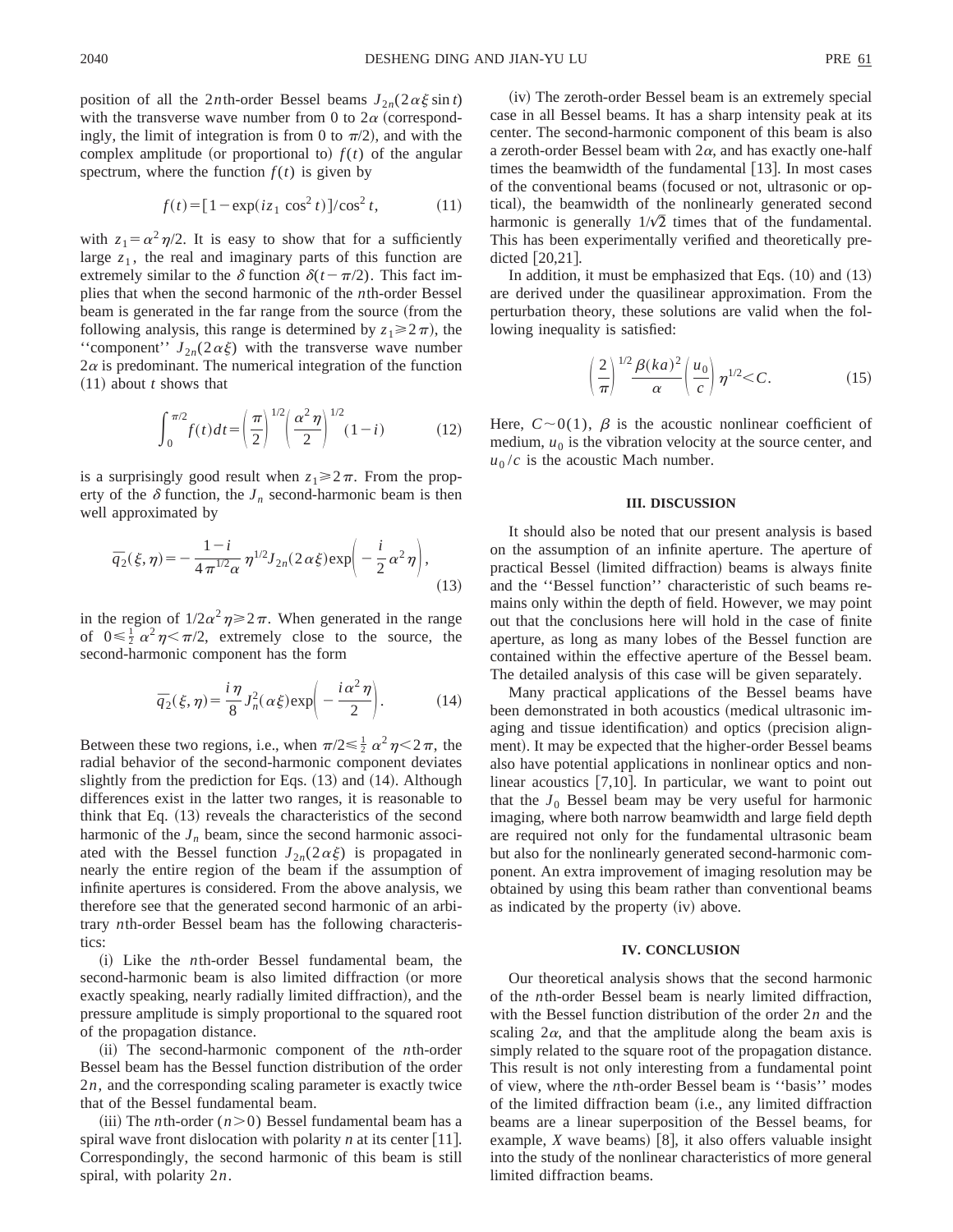position of all the $2n$th-order Bessel beams $J_{2n}(2\alpha\xi\sin t)$ with the transverse wave number from 0 to $2\alpha$ (correspondingly, the limit of integration is from 0 to $\pi/2$), and with the complex amplitude (or proportional to) $f(t)$ of the angular spectrum, where the function $f(t)$ is given by

$$f(t)=[1-\exp(iz_1\cos^2 t)]/\cos^2 t, \tag{11}$$

with $z_1=\alpha^2\eta/2$. It is easy to show that for a sufficiently large $z_1$, the real and imaginary parts of this function are extremely similar to the $\delta$ function $\delta(t-\pi/2)$. This fact implies that when the second harmonic of the $n$th-order Bessel beam is generated in the far range from the source (from the following analysis, this range is determined by $z_1\geqslant 2\pi$), the "component" $J_{2n}(2\alpha\xi)$ with the transverse wave number $2\alpha$ is predominant. The numerical integration of the function (11) about $t$ shows that

$$\int_0^{\pi/2} f(t)dt=\left(\frac{\pi}{2}\right)^{1/2}\left(\frac{\alpha^2\eta}{2}\right)^{1/2}(1-i) \tag{12}$$

is a surprisingly good result when $z_1\geqslant 2\pi$. From the property of the $\delta$ function, the $J_n$ second-harmonic beam is then well approximated by

$$\bar{q}_2(\xi,\eta)=-\frac{1-i}{4\pi^{1/2}\alpha}\eta^{1/2}J_{2n}(2\alpha\xi)\exp\left(-\frac{i}{2}\alpha^2\eta\right), \tag{13}$$

in the region of $1/2\alpha^2\eta\geqslant 2\pi$. When generated in the range of $0\leqslant\frac{1}{2}\alpha^2\eta<\pi/2$, extremely close to the source, the second-harmonic component has the form

$$\bar{q}_2(\xi,\eta)=\frac{i\eta}{8}J_n^2(\alpha\xi)\exp\left(-\frac{i\alpha^2\eta}{2}\right). \tag{14}$$

Between these two regions, i.e., when $\pi/2\leqslant\frac{1}{2}\alpha^2\eta<2\pi$, the radial behavior of the second-harmonic component deviates slightly from the prediction for Eqs. (13) and (14). Although differences exist in the latter two ranges, it is reasonable to think that Eq. (13) reveals the characteristics of the second harmonic of the $J_n$ beam, since the second harmonic associated with the Bessel function $J_{2n}(2\alpha\xi)$ is propagated in nearly the entire region of the beam if the assumption of infinite apertures is considered. From the above analysis, we therefore see that the generated second harmonic of an arbitrary $n$th-order Bessel beam has the following characteristics:

(i) Like the $n$th-order Bessel fundamental beam, the second-harmonic beam is also limited diffraction (or more exactly speaking, nearly radially limited diffraction), and the pressure amplitude is simply proportional to the squared root of the propagation distance.

(ii) The second-harmonic component of the $n$th-order Bessel beam has the Bessel function distribution of the order $2n$, and the corresponding scaling parameter is exactly twice that of the Bessel fundamental beam.

(iii) The $n$th-order ($n>0$) Bessel fundamental beam has a spiral wave front dislocation with polarity $n$ at its center [11]. Correspondingly, the second harmonic of this beam is still spiral, with polarity $2n$.

(iv) The zeroth-order Bessel beam is an extremely special case in all Bessel beams. It has a sharp intensity peak at its center. The second-harmonic component of this beam is also a zeroth-order Bessel beam with $2\alpha$, and has exactly one-half times the beamwidth of the fundamental [13]. In most cases of the conventional beams (focused or not, ultrasonic or optical), the beamwidth of the nonlinearly generated second harmonic is generally $1/\sqrt{2}$ times that of the fundamental. This has been experimentally verified and theoretically predicted [20,21].

In addition, it must be emphasized that Eqs. (10) and (13) are derived under the quasilinear approximation. From the perturbation theory, these solutions are valid when the following inequality is satisfied:

$$\left(\frac{2}{\pi}\right)^{1/2}\frac{\beta(ka)^2}{\alpha}\left(\frac{u_0}{c}\right)\eta^{1/2}<C. \tag{15}$$

Here, $C\sim 0(1)$, $\beta$ is the acoustic nonlinear coefficient of medium, $u_0$ is the vibration velocity at the source center, and $u_0/c$ is the acoustic Mach number.

## III. DISCUSSION

It should also be noted that our present analysis is based on the assumption of an infinite aperture. The aperture of practical Bessel (limited diffraction) beams is always finite and the "Bessel function" characteristic of such beams remains only within the depth of field. However, we may point out that the conclusions here will hold in the case of finite aperture, as long as many lobes of the Bessel function are contained within the effective aperture of the Bessel beam. The detailed analysis of this case will be given separately.

Many practical applications of the Bessel beams have been demonstrated in both acoustics (medical ultrasonic imaging and tissue identification) and optics (precision alignment). It may be expected that the higher-order Bessel beams also have potential applications in nonlinear optics and nonlinear acoustics [7,10]. In particular, we want to point out that the $J_0$ Bessel beam may be very useful for harmonic imaging, where both narrow beamwidth and large field depth are required not only for the fundamental ultrasonic beam but also for the nonlinearly generated second-harmonic component. An extra improvement of imaging resolution may be obtained by using this beam rather than conventional beams as indicated by the property (iv) above.

## IV. CONCLUSION

Our theoretical analysis shows that the second harmonic of the $n$th-order Bessel beam is nearly limited diffraction, with the Bessel function distribution of the order $2n$ and the scaling $2\alpha$, and that the amplitude along the beam axis is simply related to the square root of the propagation distance. This result is not only interesting from a fundamental point of view, where the $n$th-order Bessel beam is "basis" modes of the limited diffraction beam (i.e., any limited diffraction beams are a linear superposition of the Bessel beams, for example, $X$ wave beams) [8], it also offers valuable insight into the study of the nonlinear characteristics of more general limited diffraction beams.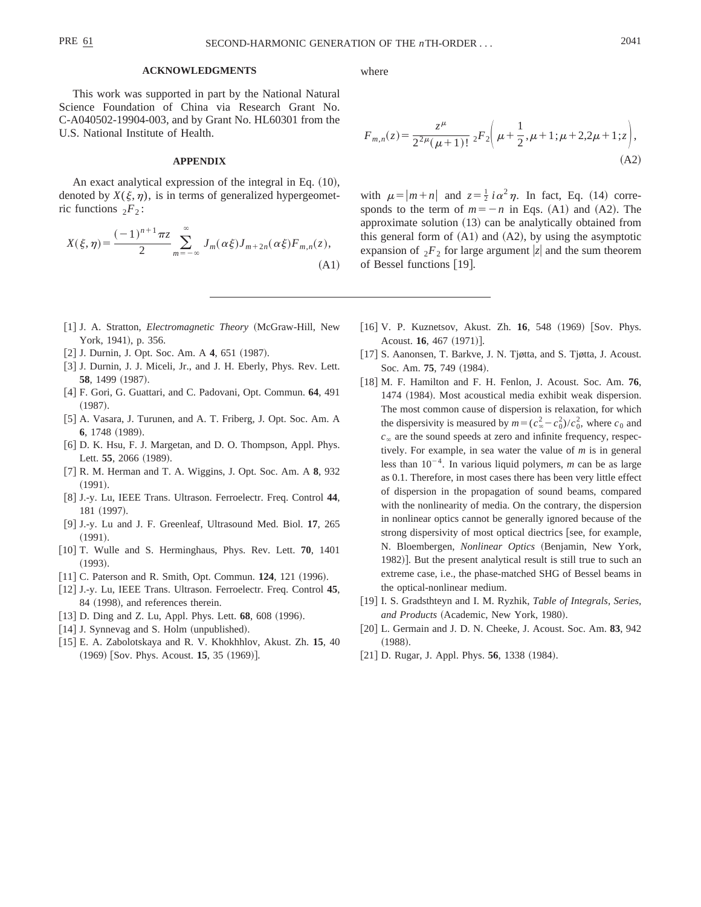## ACKNOWLEDGMENTS

This work was supported in part by the National Natural Science Foundation of China via Research Grant No. C-A040502-19904-003, and by Grant No. HL60301 from the U.S. National Institute of Health.

## APPENDIX

An exact analytical expression of the integral in Eq. (10), denoted by $X(\xi,\eta)$, is in terms of generalized hypergeometric functions ${}_2F_2$:

$$X(\xi,\eta)=\frac{(-1)^{n+1}\pi z}{2}\sum_{m=-\infty}^{\infty}J_m(\alpha\xi)J_{m+2n}(\alpha\xi)F_{m,n}(z), \tag{A1}$$

where

$$F_{m,n}(z)=\frac{z^{\mu}}{2^{2\mu}(\mu+1)!}\,{}_2F_2\left(\mu+\frac{1}{2},\mu+1;\mu+2,2\mu+1;z\right), \tag{A2}$$

with $\mu=|m+n|$ and $z=\frac{1}{2}i\alpha^2\eta$. In fact, Eq. (14) corresponds to the term of $m=-n$ in Eqs. (A1) and (A2). The approximate solution (13) can be analytically obtained from this general form of (A1) and (A2), by using the asymptotic expansion of ${}_2F_2$ for large argument $|z|$ and the sum theorem of Bessel functions [19].

---

[1] J. A. Stratton, *Electromagnetic Theory* (McGraw-Hill, New York, 1941), p. 356.

[2] J. Durnin, J. Opt. Soc. Am. A **4**, 651 (1987).

[3] J. Durnin, J. J. Miceli, Jr., and J. H. Eberly, Phys. Rev. Lett. **58**, 1499 (1987).

[4] F. Gori, G. Guattari, and C. Padovani, Opt. Commun. **64**, 491 (1987).

[5] A. Vasara, J. Turunen, and A. T. Friberg, J. Opt. Soc. Am. A **6**, 1748 (1989).

[6] D. K. Hsu, F. J. Margetan, and D. O. Thompson, Appl. Phys. Lett. **55**, 2066 (1989).

[7] R. M. Herman and T. A. Wiggins, J. Opt. Soc. Am. A **8**, 932 (1991).

[8] J.-y. Lu, IEEE Trans. Ultrason. Ferroelectr. Freq. Control **44**, 181 (1997).

[9] J.-y. Lu and J. F. Greenleaf, Ultrasound Med. Biol. **17**, 265 (1991).

[10] T. Wulle and S. Herminghaus, Phys. Rev. Lett. **70**, 1401 (1993).

[11] C. Paterson and R. Smith, Opt. Commun. **124**, 121 (1996).

[12] J.-y. Lu, IEEE Trans. Ultrason. Ferroelectr. Freq. Control **45**, 84 (1998), and references therein.

[13] D. Ding and Z. Lu, Appl. Phys. Lett. **68**, 608 (1996).

[14] J. Synnevag and S. Holm (unpublished).

[15] E. A. Zabolotskaya and R. V. Khokhhlov, Akust. Zh. **15**, 40 (1969) [Sov. Phys. Acoust. **15**, 35 (1969)].

[16] V. P. Kuznetsov, Akust. Zh. **16**, 548 (1969) [Sov. Phys. Acoust. **16**, 467 (1971)].

[17] S. Aanonsen, T. Barkve, J. N. Tjøtta, and S. Tjøtta, J. Acoust. Soc. Am. **75**, 749 (1984).

[18] M. F. Hamilton and F. H. Fenlon, J. Acoust. Soc. Am. **76**, 1474 (1984). Most acoustical media exhibit weak dispersion. The most common cause of dispersion is relaxation, for which the dispersivity is measured by $m=(c_\infty^2-c_0^2)/c_0^2$, where $c_0$ and $c_\infty$ are the sound speeds at zero and infinite frequency, respectively. For example, in sea water the value of $m$ is in general less than $10^{-4}$. In various liquid polymers, $m$ can be as large as 0.1. Therefore, in most cases there has been very little effect of dispersion in the propagation of sound beams, compared with the nonlinearity of media. On the contrary, the dispersion in nonlinear optics cannot be generally ignored because of the strong dispersivity of most optical diectrics [see, for example, N. Bloembergen, *Nonlinear Optics* (Benjamin, New York, 1982)]. But the present analytical result is still true to such an extreme case, i.e., the phase-matched SHG of Bessel beams in the optical-nonlinear medium.

[19] I. S. Gradsthteyn and I. M. Ryzhik, *Table of Integrals, Series, and Products* (Academic, New York, 1980).

[20] L. Germain and J. D. N. Cheeke, J. Acoust. Soc. Am. **83**, 942 (1988).

[21] D. Rugar, J. Appl. Phys. **56**, 1338 (1984).